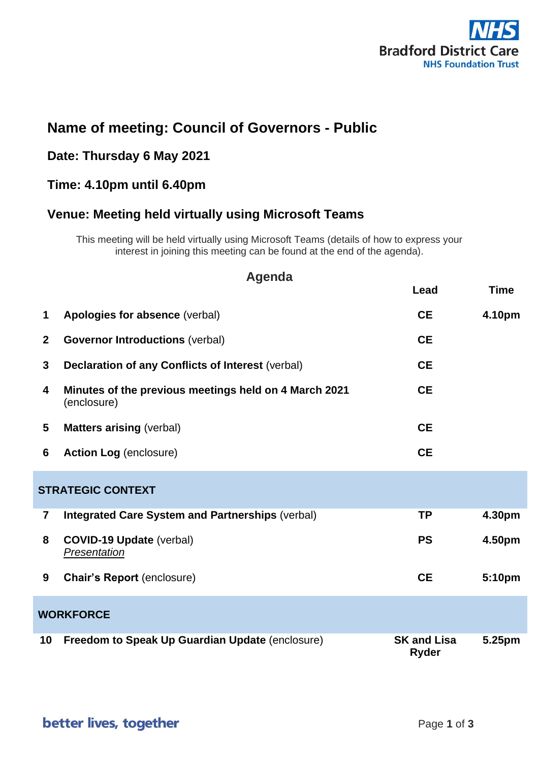Bradford District Care NHS Foundation Trust

# Name of meeting: Council of Governors - Public

## Date: Thursday 6 May 2021

## Time: 4.10pm until 6.40pm

## Venue: Meeting held virtually using Microsoft Teams

This meeting will be held virtually using Microsoft Teams (details of how to express your interest in joining this meeting can be found at the end of the agenda).

## Agenda

| | | Lead | Time |
|---|---|---|---|
| 1 | **Apologies for absence** (verbal) | **CE** | **4.10pm** |
| 2 | **Governor Introductions** (verbal) | **CE** | |
| 3 | **Declaration of any Conflicts of Interest** (verbal) | **CE** | |
| 4 | **Minutes of the previous meetings held on 4 March 2021** (enclosure) | **CE** | |
| 5 | **Matters arising** (verbal) | **CE** | |
| 6 | **Action Log** (enclosure) | **CE** | |
| **STRATEGIC CONTEXT** | | | |
| 7 | **Integrated Care System and Partnerships** (verbal) | **TP** | **4.30pm** |
| 8 | **COVID-19 Update** (verbal) *Presentation* | **PS** | **4.50pm** |
| 9 | **Chair's Report** (enclosure) | **CE** | **5:10pm** |
| **WORKFORCE** | | | |
| 10 | **Freedom to Speak Up Guardian Update** (enclosure) | **SK and Lisa Ryder** | **5.25pm** |

better lives, together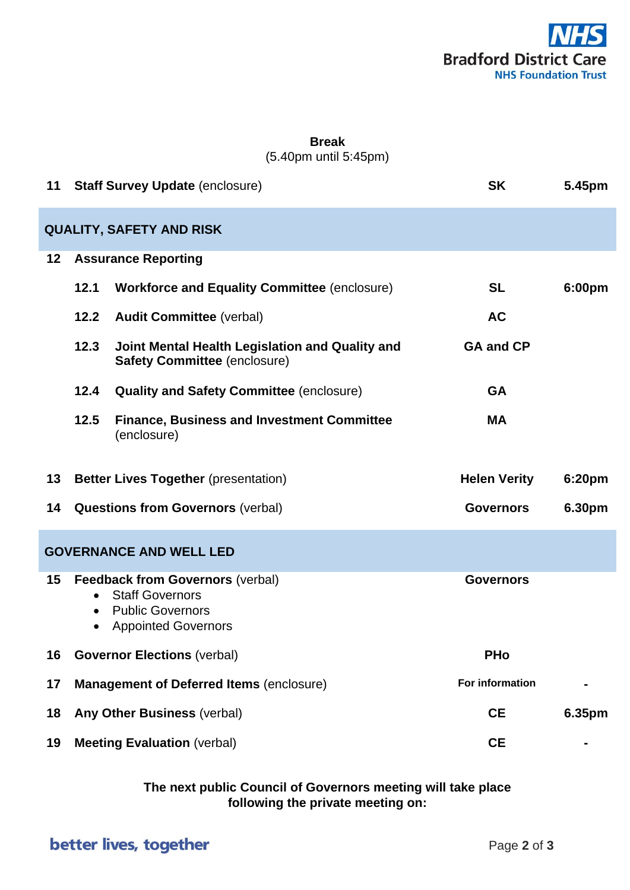**Break**
(5.40pm until 5:45pm)

| | | | |
|---|---|---|---|
| 11 | **Staff Survey Update** (enclosure) | **SK** | **5.45pm** |
| **QUALITY, SAFETY AND RISK** | | | |
| 12 | **Assurance Reporting** | | |
| | **12.1 Workforce and Equality Committee** (enclosure) | **SL** | **6:00pm** |
| | **12.2 Audit Committee** (verbal) | **AC** | |
| | **12.3 Joint Mental Health Legislation and Quality and Safety Committee** (enclosure) | **GA and CP** | |
| | **12.4 Quality and Safety Committee** (enclosure) | **GA** | |
| | **12.5 Finance, Business and Investment Committee** (enclosure) | **MA** | |
| 13 | **Better Lives Together** (presentation) | **Helen Verity** | **6:20pm** |
| 14 | **Questions from Governors** (verbal) | **Governors** | **6.30pm** |
| **GOVERNANCE AND WELL LED** | | | |
| 15 | **Feedback from Governors** (verbal)<br>• Staff Governors<br>• Public Governors<br>• Appointed Governors | **Governors** | |
| 16 | **Governor Elections** (verbal) | **PHo** | |
| 17 | **Management of Deferred Items** (enclosure) | **For information** | **-** |
| 18 | **Any Other Business** (verbal) | **CE** | **6.35pm** |
| 19 | **Meeting Evaluation** (verbal) | **CE** | **-** |

**The next public Council of Governors meeting will take place following the private meeting on:**

better lives, together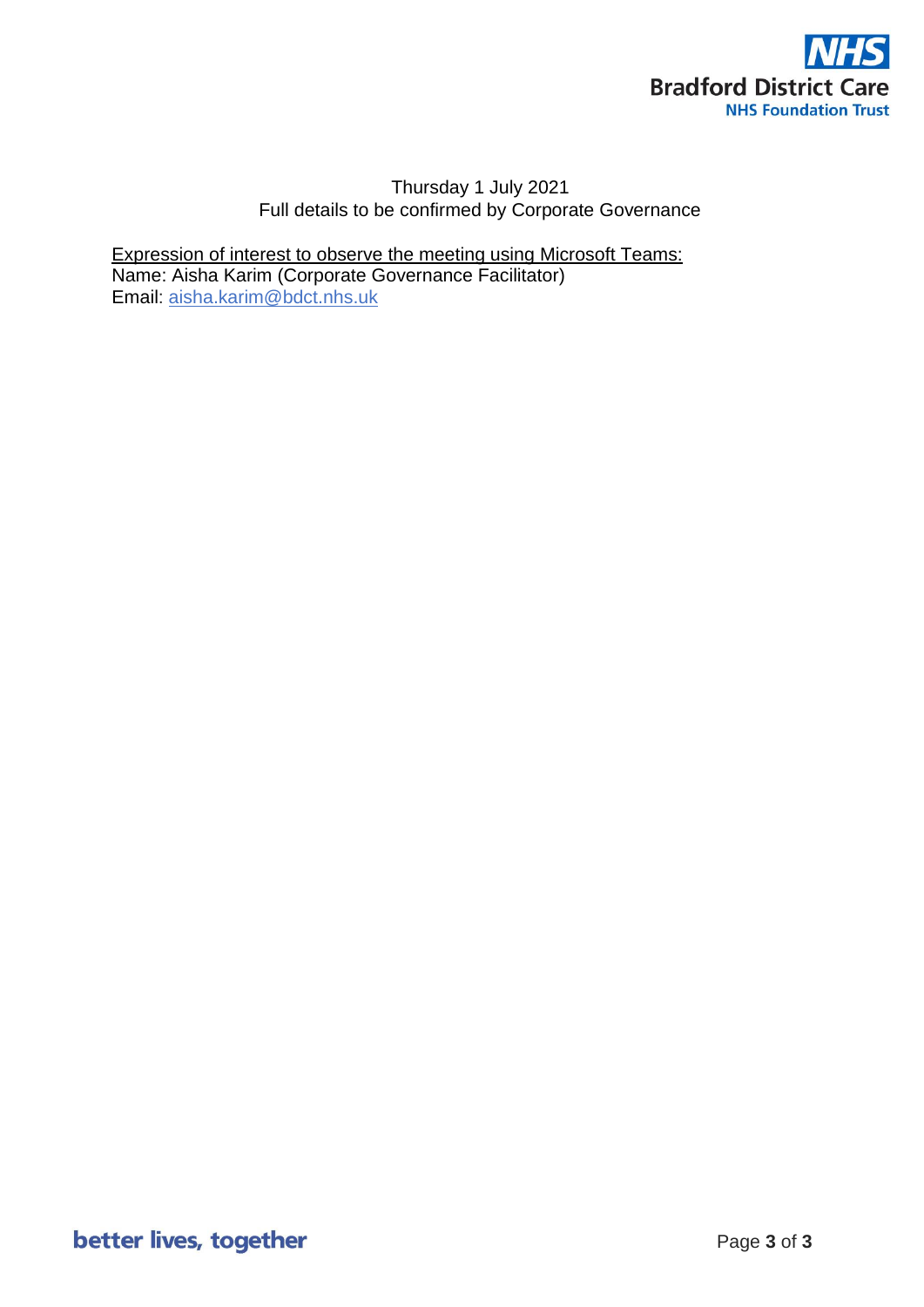Thursday 1 July 2021
Full details to be confirmed by Corporate Governance

<u>Expression of interest to observe the meeting using Microsoft Teams:</u>
Name: Aisha Karim (Corporate Governance Facilitator)
Email: aisha.karim@bdct.nhs.uk